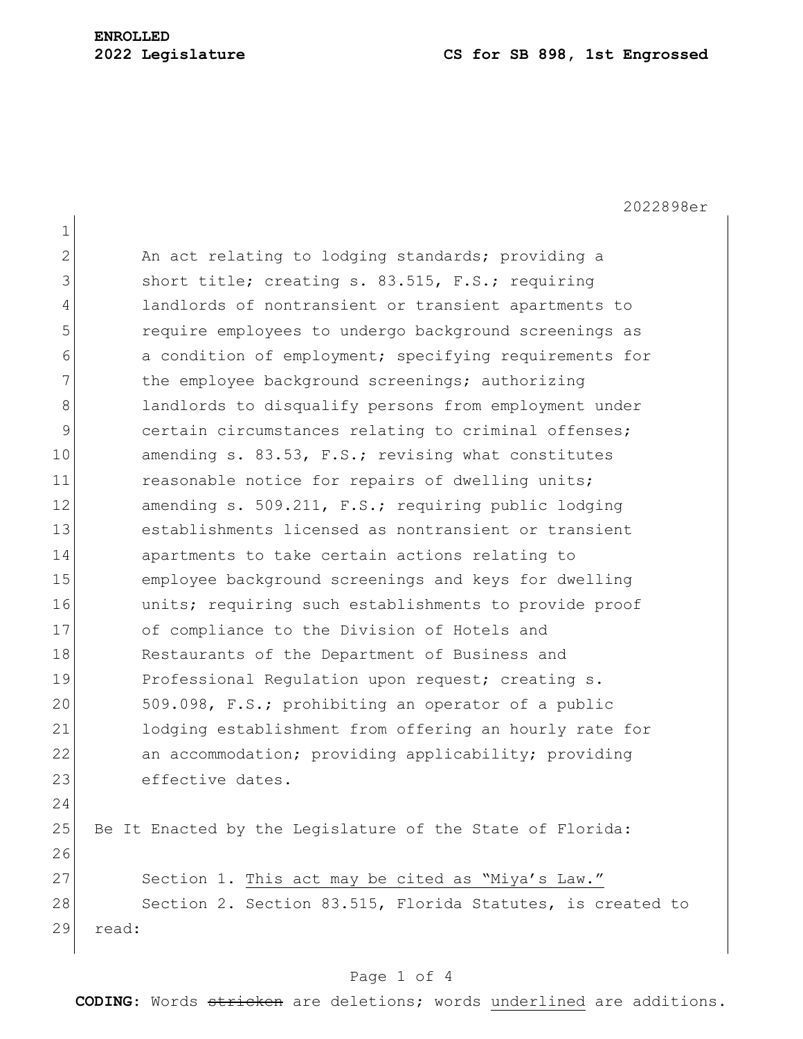**ENROLLED**
**2022 Legislature** **CS for SB 898, 1st Engrossed**

2022898er

An act relating to lodging standards; providing a short title; creating s. 83.515, F.S.; requiring landlords of nontransient or transient apartments to require employees to undergo background screenings as a condition of employment; specifying requirements for the employee background screenings; authorizing landlords to disqualify persons from employment under certain circumstances relating to criminal offenses; amending s. 83.53, F.S.; revising what constitutes reasonable notice for repairs of dwelling units; amending s. 509.211, F.S.; requiring public lodging establishments licensed as nontransient or transient apartments to take certain actions relating to employee background screenings and keys for dwelling units; requiring such establishments to provide proof of compliance to the Division of Hotels and Restaurants of the Department of Business and Professional Regulation upon request; creating s. 509.098, F.S.; prohibiting an operator of a public lodging establishment from offering an hourly rate for an accommodation; providing applicability; providing effective dates.

Be It Enacted by the Legislature of the State of Florida:

Section 1. <u>This act may be cited as "Miya's Law."</u>

Section 2. Section 83.515, Florida Statutes, is created to read:

**CODING:** Words ~~stricken~~ are deletions; words <u>underlined</u> are additions.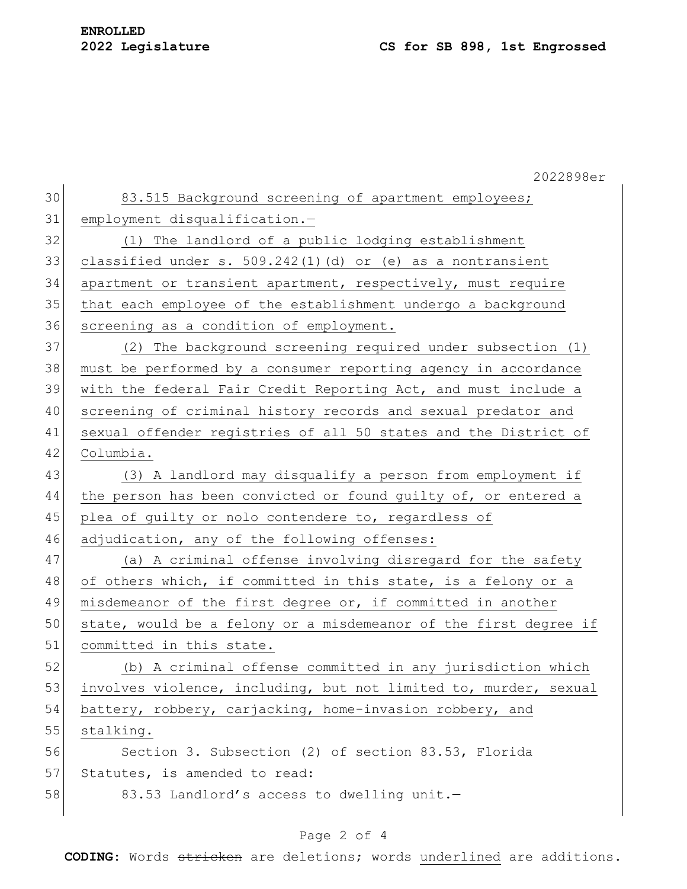83.515 Background screening of apartment employees; employment disqualification.—

(1) The landlord of a public lodging establishment classified under s. 509.242(1)(d) or (e) as a nontransient apartment or transient apartment, respectively, must require that each employee of the establishment undergo a background screening as a condition of employment.

(2) The background screening required under subsection (1) must be performed by a consumer reporting agency in accordance with the federal Fair Credit Reporting Act, and must include a screening of criminal history records and sexual predator and sexual offender registries of all 50 states and the District of Columbia.

(3) A landlord may disqualify a person from employment if the person has been convicted or found guilty of, or entered a plea of guilty or nolo contendere to, regardless of adjudication, any of the following offenses:

(a) A criminal offense involving disregard for the safety of others which, if committed in this state, is a felony or a misdemeanor of the first degree or, if committed in another state, would be a felony or a misdemeanor of the first degree if committed in this state.

(b) A criminal offense committed in any jurisdiction which involves violence, including, but not limited to, murder, sexual battery, robbery, carjacking, home-invasion robbery, and stalking.

Section 3. Subsection (2) of section 83.53, Florida Statutes, is amended to read:

83.53 Landlord's access to dwelling unit.—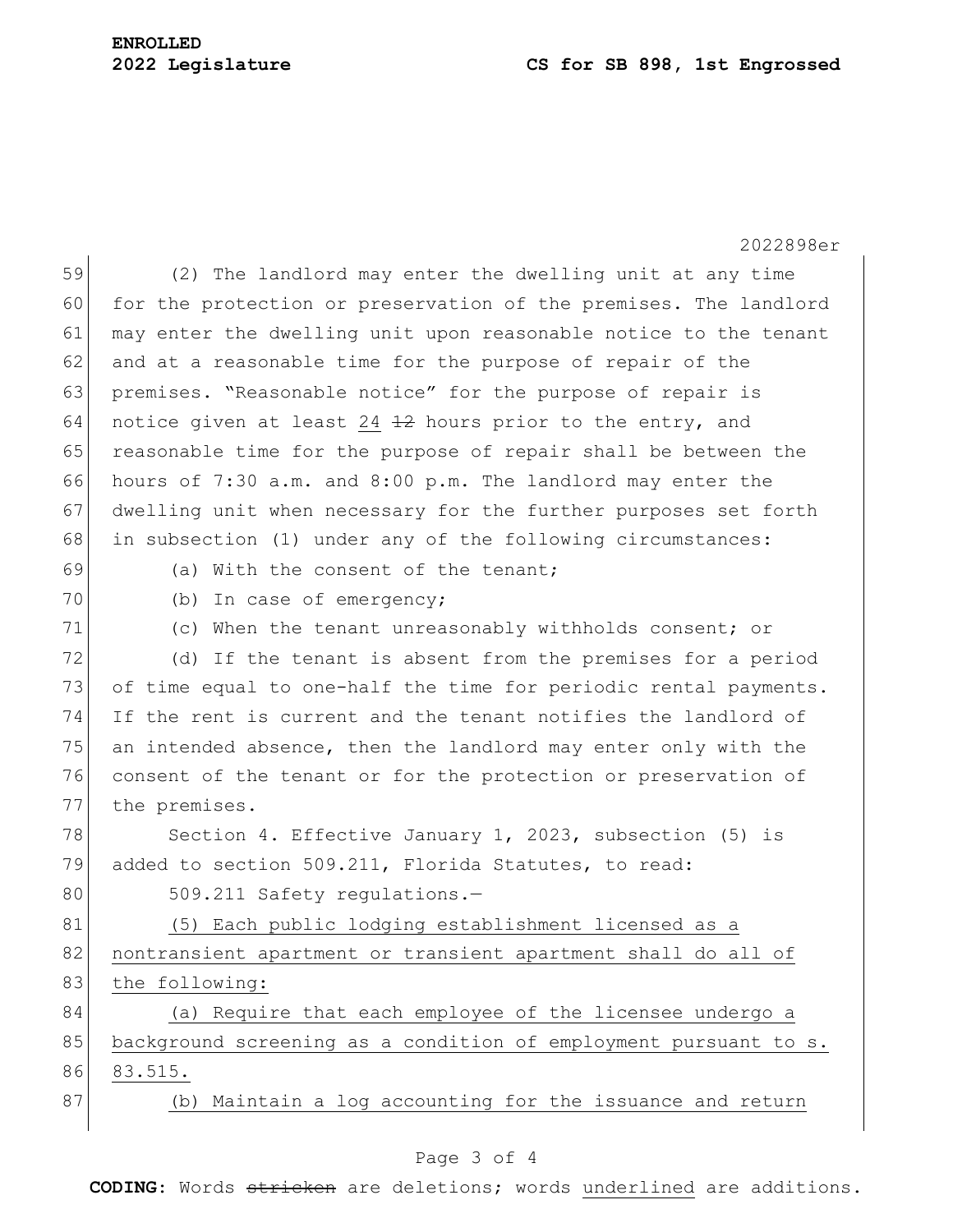(2) The landlord may enter the dwelling unit at any time for the protection or preservation of the premises. The landlord may enter the dwelling unit upon reasonable notice to the tenant and at a reasonable time for the purpose of repair of the premises. "Reasonable notice" for the purpose of repair is notice given at least <u>24</u> ~~12~~ hours prior to the entry, and reasonable time for the purpose of repair shall be between the hours of 7:30 a.m. and 8:00 p.m. The landlord may enter the dwelling unit when necessary for the further purposes set forth in subsection (1) under any of the following circumstances:

(a) With the consent of the tenant;

(b) In case of emergency;

(c) When the tenant unreasonably withholds consent; or

(d) If the tenant is absent from the premises for a period of time equal to one-half the time for periodic rental payments. If the rent is current and the tenant notifies the landlord of an intended absence, then the landlord may enter only with the consent of the tenant or for the protection or preservation of the premises.

Section 4. Effective January 1, 2023, subsection (5) is added to section 509.211, Florida Statutes, to read:

509.211 Safety regulations.—

<u>(5) Each public lodging establishment licensed as a nontransient apartment or transient apartment shall do all of the following:</u>

<u>(a) Require that each employee of the licensee undergo a background screening as a condition of employment pursuant to s. 83.515.</u>

<u>(b) Maintain a log accounting for the issuance and return</u>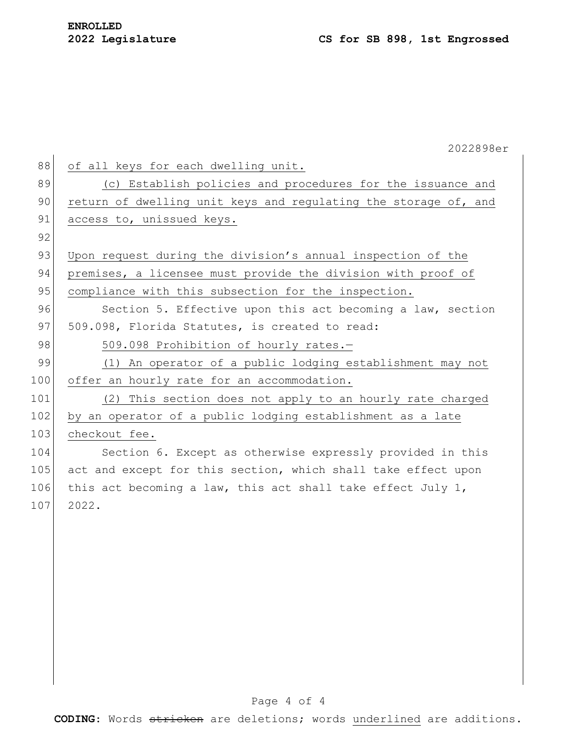of all keys for each dwelling unit.

(c) Establish policies and procedures for the issuance and return of dwelling unit keys and regulating the storage of, and access to, unissued keys.

Upon request during the division's annual inspection of the premises, a licensee must provide the division with proof of compliance with this subsection for the inspection.

Section 5. Effective upon this act becoming a law, section 509.098, Florida Statutes, is created to read:

509.098 Prohibition of hourly rates.—

(1) An operator of a public lodging establishment may not offer an hourly rate for an accommodation.

(2) This section does not apply to an hourly rate charged by an operator of a public lodging establishment as a late checkout fee.

Section 6. Except as otherwise expressly provided in this act and except for this section, which shall take effect upon this act becoming a law, this act shall take effect July 1, 2022.